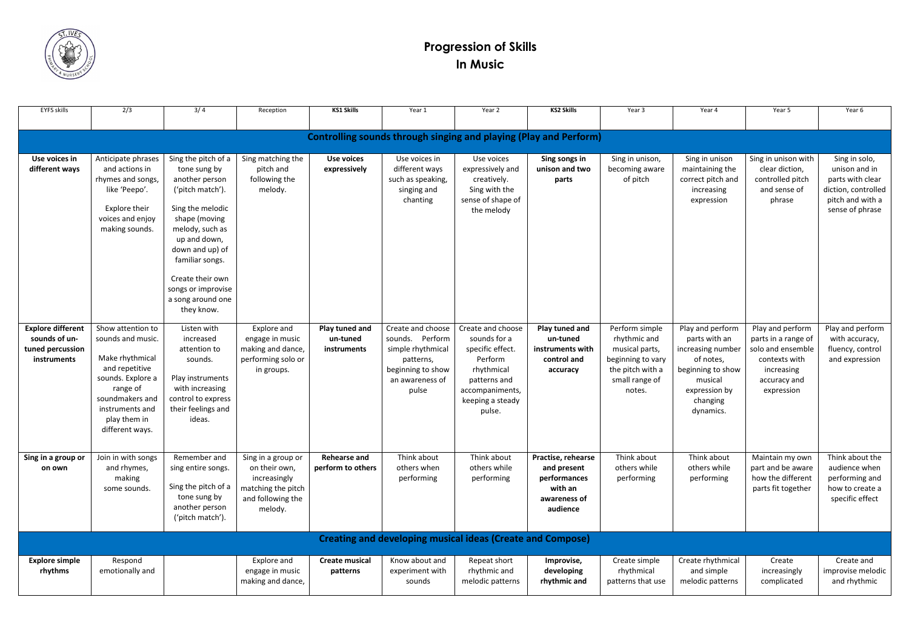# Progression of Skills
## In Music

| EYFS skills | 2/3 | 3/4 | Reception | **KS1 Skills** | Year 1 | Year 2 | **KS2 Skills** | Year 3 | Year 4 | Year 5 | Year 6 |
|---|---|---|---|---|---|---|---|---|---|---|---|
| **Controlling sounds through singing and playing (Play and Perform)** | | | | | | | | | | | |
| **Use voices in different ways** | Anticipate phrases and actions in rhymes and songs, like 'Peepo'. Explore their voices and enjoy making sounds. | Sing the pitch of a tone sung by another person ('pitch match'). Sing the melodic shape (moving melody, such as up and down, down and up) of familiar songs. Create their own songs or improvise a song around one they know. | Sing matching the pitch and following the melody. | **Use voices expressively** | Use voices in different ways such as speaking, singing and chanting | Use voices expressively and creatively. Sing with the sense of shape of the melody | **Sing songs in unison and two parts** | Sing in unison, becoming aware of pitch | Sing in unison maintaining the correct pitch and increasing expression | Sing in unison with clear diction, controlled pitch and sense of phrase | Sing in solo, unison and in parts with clear diction, controlled pitch and with a sense of phrase |
| **Explore different sounds of un-tuned percussion instruments** | Show attention to sounds and music. Make rhythmical and repetitive sounds. Explore a range of soundmakers and instruments and play them in different ways. | Listen with increased attention to sounds. Play instruments with increasing control to express their feelings and ideas. | Explore and engage in music making and dance, performing solo or in groups. | **Play tuned and un-tuned instruments** | Create and choose sounds. Perform simple rhythmical patterns, beginning to show an awareness of pulse | Create and choose sounds for a specific effect. Perform rhythmical patterns and accompaniments, keeping a steady pulse. | **Play tuned and un-tuned instruments with control and accuracy** | Perform simple rhythmic and musical parts, beginning to vary the pitch with a small range of notes. | Play and perform parts with an increasing number of notes, beginning to show musical expression by changing dynamics. | Play and perform parts in a range of solo and ensemble contexts with increasing accuracy and expression | Play and perform with accuracy, fluency, control and expression |
| **Sing in a group or on own** | Join in with songs and rhymes, making some sounds. | Remember and sing entire songs. Sing the pitch of a tone sung by another person ('pitch match'). | Sing in a group or on their own, increasingly matching the pitch and following the melody. | **Rehearse and perform to others** | Think about others when performing | Think about others while performing | **Practise, rehearse and present performances with an awareness of audience** | Think about others while performing | Think about others while performing | Maintain my own part and be aware how the different parts fit together | Think about the audience when performing and how to create a specific effect |
| **Creating and developing musical ideas (Create and Compose)** | | | | | | | | | | | |
| **Explore simple rhythms** | Respond emotionally and | | Explore and engage in music making and dance, | **Create musical patterns** | Know about and experiment with sounds | Repeat short rhythmic and melodic patterns | **Improvise, developing rhythmic and** | Create simple rhythmical patterns that use | Create rhythmical and simple melodic patterns | Create increasingly complicated | Create and improvise melodic and rhythmic |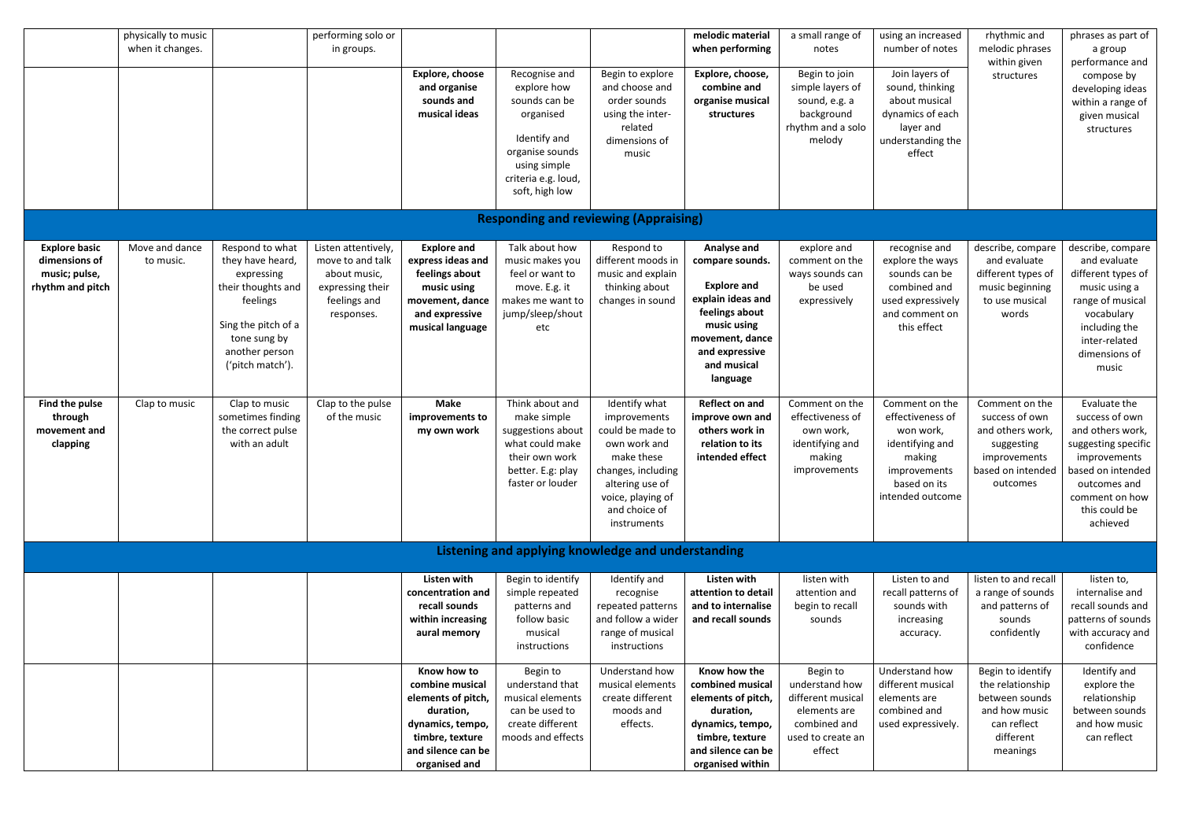| | | | | | | | | | | | |
|---|---|---|---|---|---|---|---|---|---|---|---|
| | physically to music when it changes. | | performing solo or in groups. | | | | **melodic material when performing** | a small range of notes | using an increased number of notes | rhythmic and melodic phrases within given structures | phrases as part of a group performance and compose by developing ideas within a range of given musical structures |
| | | | | **Explore, choose and organise sounds and musical ideas** | Recognise and explore how sounds can be organised<br><br>Identify and organise sounds using simple criteria e.g. loud, soft, high low | Begin to explore and choose and order sounds using the inter-related dimensions of music | **Explore, choose, combine and organise musical structures** | Begin to join simple layers of sound, e.g. a background rhythm and a solo melody | Join layers of sound, thinking about musical dynamics of each layer and understanding the effect | | |
| **Responding and reviewing (Appraising)** | | | | | | | | | | | |
| **Explore basic dimensions of music; pulse, rhythm and pitch** | Move and dance to music. | Respond to what they have heard, expressing their thoughts and feelings<br><br>Sing the pitch of a tone sung by another person ('pitch match'). | Listen attentively, move to and talk about music, expressing their feelings and responses. | **Explore and express ideas and feelings about music using movement, dance and expressive musical language** | Talk about how music makes you feel or want to move. E.g. it makes me want to jump/sleep/shout etc | Respond to different moods in music and explain thinking about changes in sound | **Analyse and compare sounds.**<br><br>**Explore and explain ideas and feelings about music using movement, dance and expressive and musical language** | explore and comment on the ways sounds can be used expressively | recognise and explore the ways sounds can be combined and used expressively and comment on this effect | describe, compare and evaluate different types of music beginning to use musical words | describe, compare and evaluate different types of music using a range of musical vocabulary including the inter-related dimensions of music |
| **Find the pulse through movement and clapping** | Clap to music | Clap to music sometimes finding the correct pulse with an adult | Clap to the pulse of the music | **Make improvements to my own work** | Think about and make simple suggestions about what could make their own work better. E.g: play faster or louder | Identify what improvements could be made to own work and make these changes, including altering use of voice, playing of and choice of instruments | **Reflect on and improve own and others work in relation to its intended effect** | Comment on the effectiveness of own work, identifying and making improvements | Comment on the effectiveness of won work, identifying and making improvements based on its intended outcome | Comment on the success of own and others work, suggesting improvements based on intended outcomes | Evaluate the success of own and others work, suggesting specific improvements based on intended outcomes and comment on how this could be achieved |
| **Listening and applying knowledge and understanding** | | | | | | | | | | | |
| | | | | **Listen with concentration and recall sounds within increasing aural memory** | Begin to identify simple repeated patterns and follow basic musical instructions | Identify and recognise repeated patterns and follow a wider range of musical instructions | **Listen with attention to detail and to internalise and recall sounds** | listen with attention and begin to recall sounds | Listen to and recall patterns of sounds with increasing accuracy. | listen to and recall a range of sounds and patterns of sounds confidently | listen to, internalise and recall sounds and patterns of sounds with accuracy and confidence |
| | | | | **Know how to combine musical elements of pitch, duration, dynamics, tempo, timbre, texture and silence can be organised and** | Begin to understand that musical elements can be used to create different moods and effects | Understand how musical elements create different moods and effects. | **Know how the combined musical elements of pitch, duration, dynamics, tempo, timbre, texture and silence can be organised within** | Begin to understand how different musical elements are combined and used to create an effect | Understand how different musical elements are combined and used expressively. | Begin to identify the relationship between sounds and how music can reflect different meanings | Identify and explore the relationship between sounds and how music can reflect |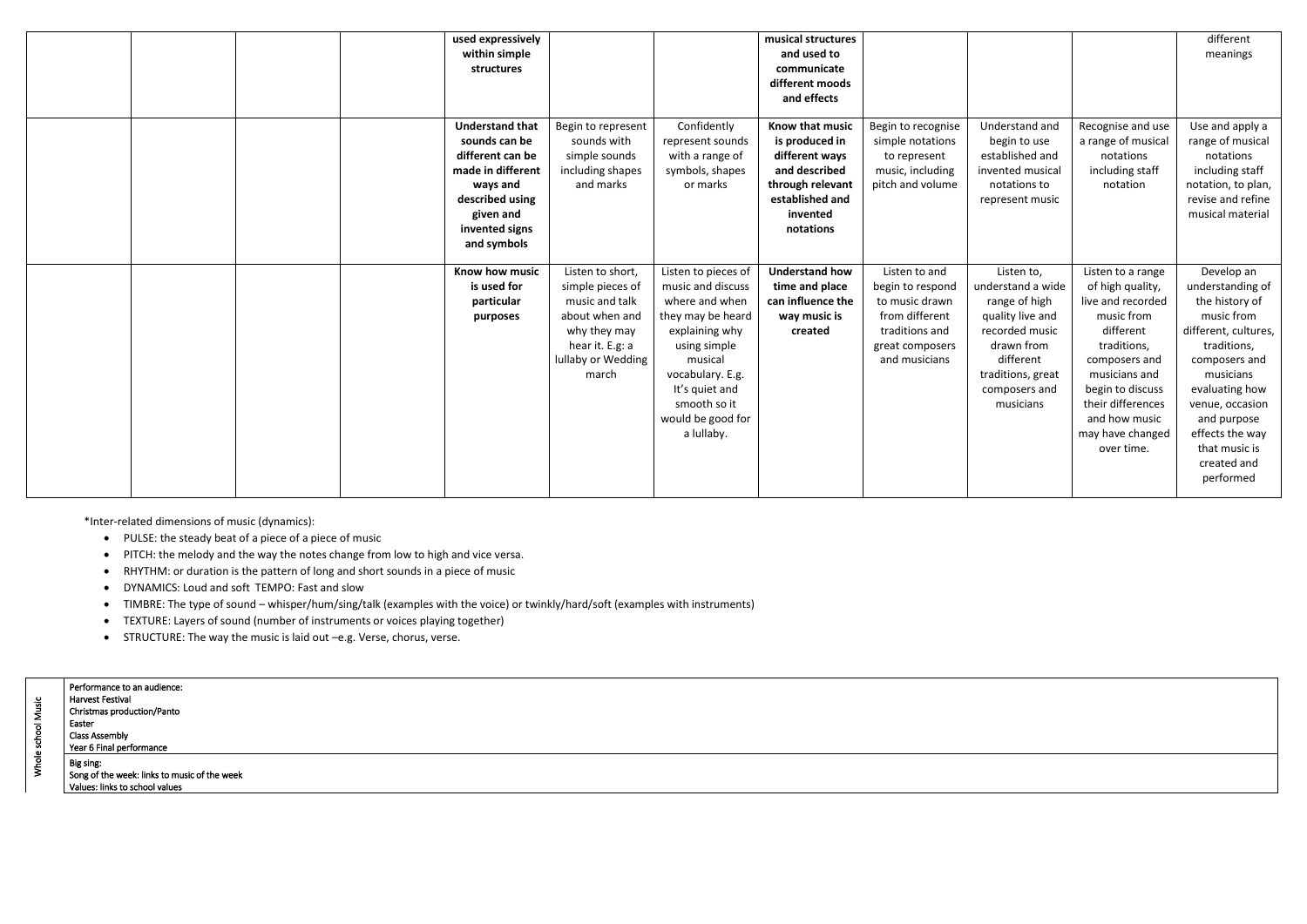|  |  |  | **used expressively within simple structures** |  |  | **musical structures and used to communicate different moods and effects** |  |  |  | different meanings |
|---|---|---|---|---|---|---|---|---|---|---|
|  |  |  | **Understand that sounds can be different can be made in different ways and described using given and invented signs and symbols** | Begin to represent sounds with simple sounds including shapes and marks | Confidently represent sounds with a range of symbols, shapes or marks | **Know that music is produced in different ways and described through relevant established and invented notations** | Begin to recognise simple notations to represent music, including pitch and volume | Understand and begin to use established and invented musical notations to represent music | Recognise and use a range of musical notations including staff notation | Use and apply a range of musical notations including staff notation, to plan, revise and refine musical material |
|  |  |  | **Know how music is used for particular purposes** | Listen to short, simple pieces of music and talk about when and why they may hear it. E.g: a lullaby or Wedding march | Listen to pieces of music and discuss where and when they may be heard explaining why using simple musical vocabulary. E.g. It's quiet and smooth so it would be good for a lullaby. | **Understand how time and place can influence the way music is created** | Listen to and begin to respond to music drawn from different traditions and great composers and musicians | Listen to, understand a wide range of high quality live and recorded music drawn from different traditions, great composers and musicians | Listen to a range of high quality, live and recorded music from different traditions, composers and musicians and begin to discuss their differences and how music may have changed over time. | Develop an understanding of the history of music from different, cultures, traditions, composers and musicians evaluating how venue, occasion and purpose effects the way that music is created and performed |

*Inter-related dimensions of music (dynamics):

- PULSE: the steady beat of a piece of a piece of music
- PITCH: the melody and the way the notes change from low to high and vice versa.
- RHYTHM: or duration is the pattern of long and short sounds in a piece of music
- DYNAMICS: Loud and soft TEMPO: Fast and slow
- TIMBRE: The type of sound – whisper/hum/sing/talk (examples with the voice) or twinkly/hard/soft (examples with instruments)
- TEXTURE: Layers of sound (number of instruments or voices playing together)
- STRUCTURE: The way the music is laid out –e.g. Verse, chorus, verse.

| Whole school Music | |
|---|---|
| | Performance to an audience:<br>Harvest Festival<br>Christmas production/Panto<br>Easter<br>Class Assembly<br>Year 6 Final performance |
| | Big sing:<br>Song of the week: links to music of the week<br>Values: links to school values |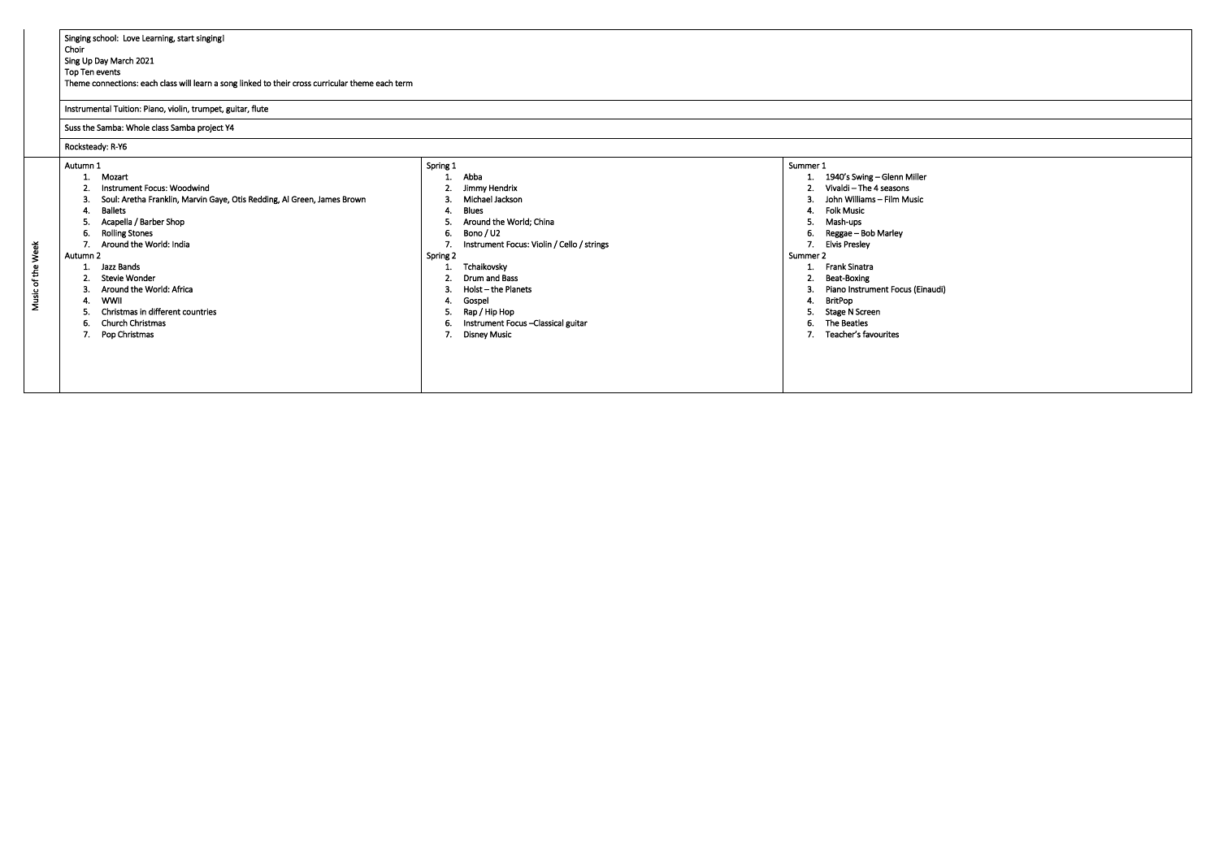| | | | |
|---|---|---|---|
| | Singing school: Love Learning, start singing!<br>Choir<br>Sing Up Day March 2021<br>Top Ten events<br>Theme connections: each class will learn a song linked to their cross curricular theme each term | | |
| | Instrumental Tuition: Piano, violin, trumpet, guitar, flute | | |
| | Suss the Samba: Whole class Samba project Y4 | | |
| | Rocksteady: R-Y6 | | |
| Music of the Week | Autumn 1<br>1. Mozart<br>2. Instrument Focus: Woodwind<br>3. Soul: Aretha Franklin, Marvin Gaye, Otis Redding, Al Green, James Brown<br>4. Ballets<br>5. Acapella / Barber Shop<br>6. Rolling Stones<br>7. Around the World: India<br>Autumn 2<br>1. Jazz Bands<br>2. Stevie Wonder<br>3. Around the World: Africa<br>4. WWII<br>5. Christmas in different countries<br>6. Church Christmas<br>7. Pop Christmas | Spring 1<br>1. Abba<br>2. Jimmy Hendrix<br>3. Michael Jackson<br>4. Blues<br>5. Around the World; China<br>6. Bono / U2<br>7. Instrument Focus: Violin / Cello / strings<br>Spring 2<br>1. Tchaikovsky<br>2. Drum and Bass<br>3. Holst – the Planets<br>4. Gospel<br>5. Rap / Hip Hop<br>6. Instrument Focus –Classical guitar<br>7. Disney Music | Summer 1<br>1. 1940's Swing – Glenn Miller<br>2. Vivaldi – The 4 seasons<br>3. John Williams – Film Music<br>4. Folk Music<br>5. Mash-ups<br>6. Reggae – Bob Marley<br>7. Elvis Presley<br>Summer 2<br>1. Frank Sinatra<br>2. Beat-Boxing<br>3. Piano Instrument Focus (Einaudi)<br>4. BritPop<br>5. Stage N Screen<br>6. The Beatles<br>7. Teacher's favourites |